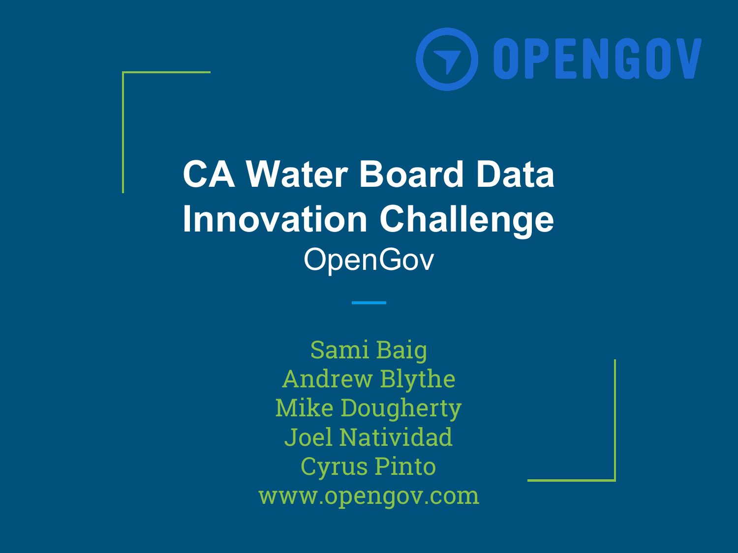OPENGOV

# CA Water Board Data Innovation Challenge

OpenGov

Sami Baig
Andrew Blythe
Mike Dougherty
Joel Natividad
Cyrus Pinto
www.opengov.com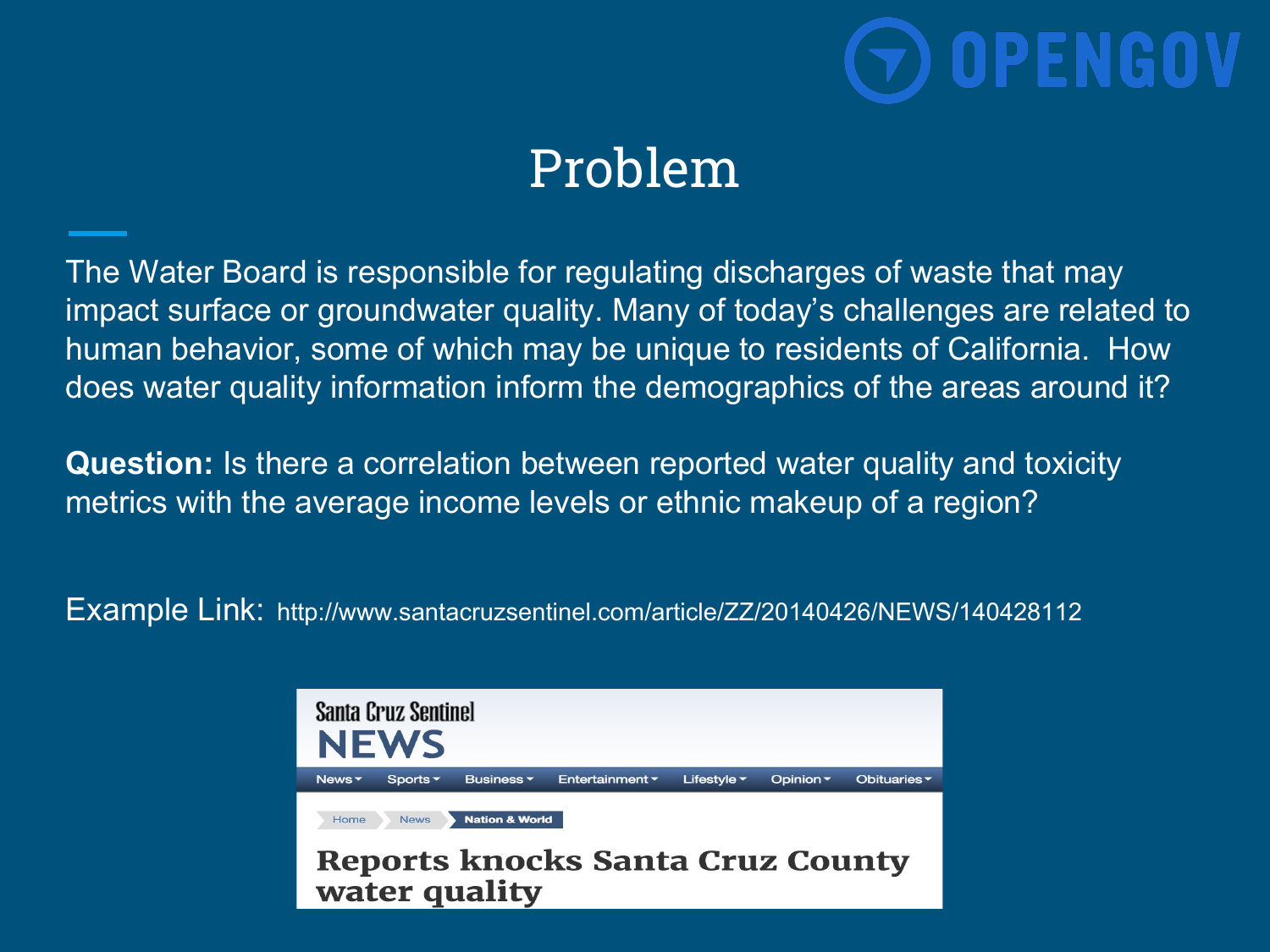# Problem

The Water Board is responsible for regulating discharges of waste that may impact surface or groundwater quality. Many of today's challenges are related to human behavior, some of which may be unique to residents of California.  How does water quality information inform the demographics of the areas around it?

**Question:** Is there a correlation between reported water quality and toxicity metrics with the average income levels or ethnic makeup of a region?

Example Link: http://www.santacruzsentinel.com/article/ZZ/20140426/NEWS/140428112

Santa Cruz Sentinel

NEWS

News Sports Business Entertainment Lifestyle Opinion Obituaries

Home News Nation & World

**Reports knocks Santa Cruz County water quality**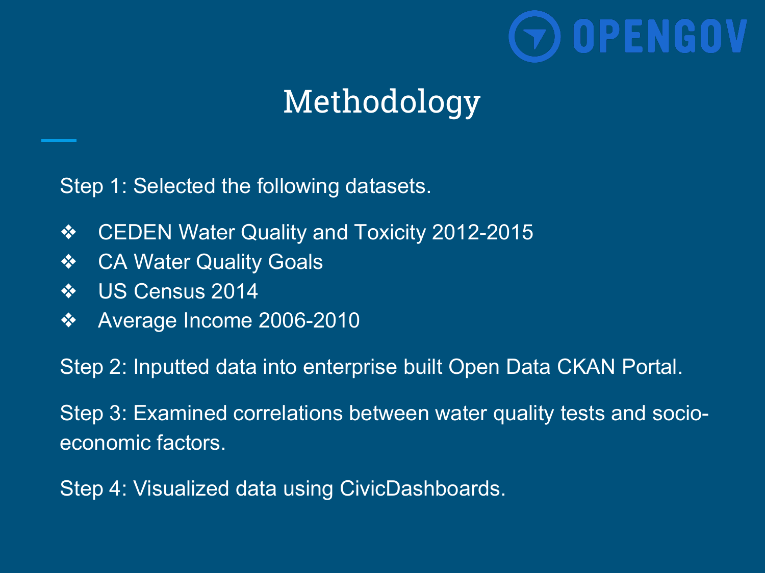# Methodology

Step 1: Selected the following datasets.

- CEDEN Water Quality and Toxicity 2012-2015
- CA Water Quality Goals
- US Census 2014
- Average Income 2006-2010

Step 2: Inputted data into enterprise built Open Data CKAN Portal.

Step 3: Examined correlations between water quality tests and socio-economic factors.

Step 4: Visualized data using CivicDashboards.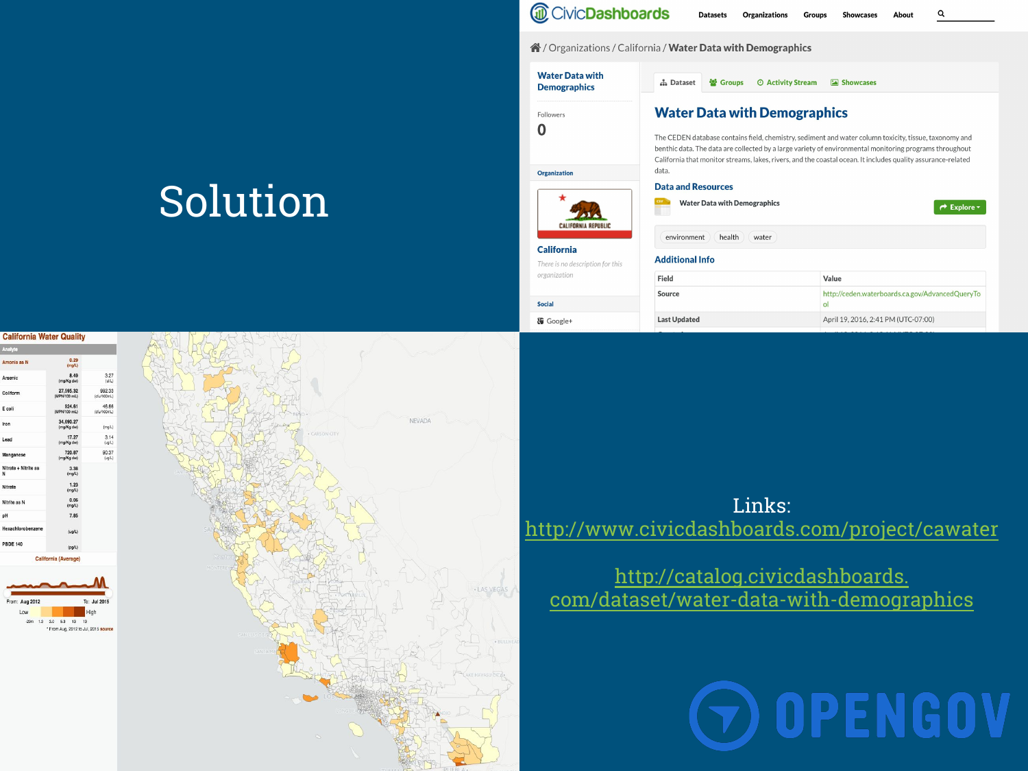# Solution

Links:
http://www.civicdashboards.com/project/cawater

http://catalog.civicdashboards.com/dataset/water-data-with-demographics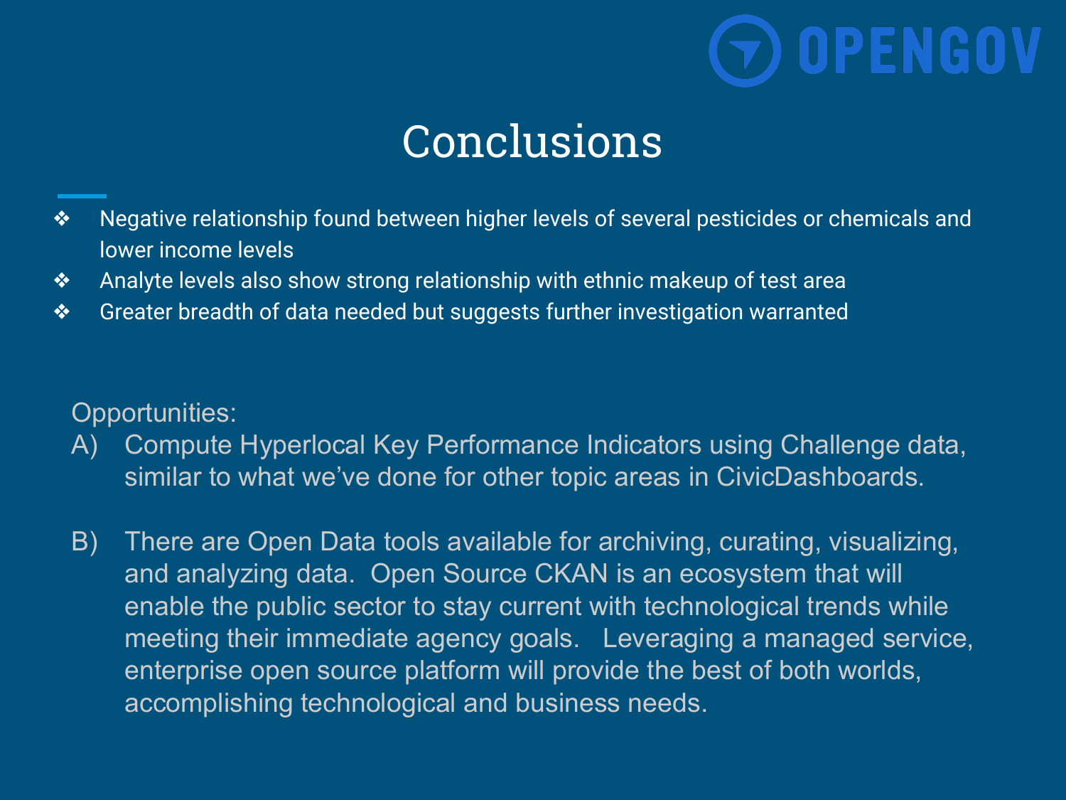# Conclusions

- Negative relationship found between higher levels of several pesticides or chemicals and lower income levels
- Analyte levels also show strong relationship with ethnic makeup of test area
- Greater breadth of data needed but suggests further investigation warranted

Opportunities:

A) Compute Hyperlocal Key Performance Indicators using Challenge data, similar to what we've done for other topic areas in CivicDashboards.

B) There are Open Data tools available for archiving, curating, visualizing, and analyzing data. Open Source CKAN is an ecosystem that will enable the public sector to stay current with technological trends while meeting their immediate agency goals. Leveraging a managed service, enterprise open source platform will provide the best of both worlds, accomplishing technological and business needs.